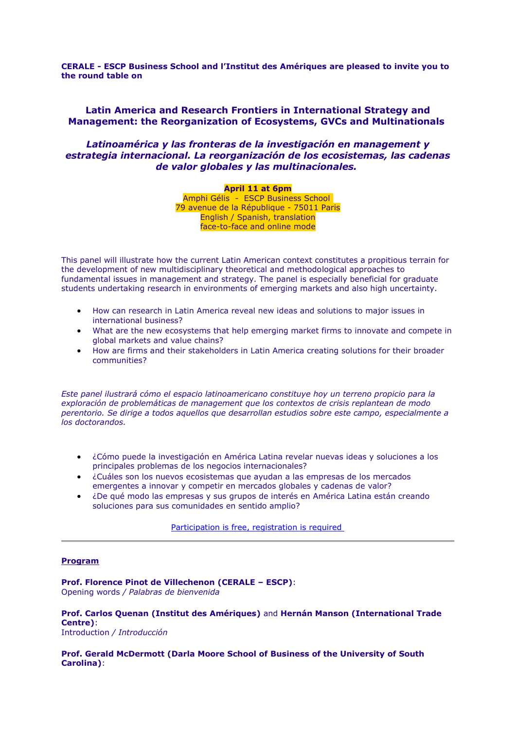**CERALE - ESCP Business School and l'Institut des Amériques are pleased to invite you to the round table on**

## Latin America and Research Frontiers in International Strategy and Management: the Reorganization of Ecosystems, GVCs and Multinationals

### *Latinoamérica y las fronteras de la investigación en management y estrategia internacional. La reorganización de los ecosistemas, las cadenas de valor globales y las multinacionales.*

**April 11 at 6pm**
Amphi Gélis - ESCP Business School
79 avenue de la République - 75011 Paris
English / Spanish, translation
face-to-face and online mode

This panel will illustrate how the current Latin American context constitutes a propitious terrain for the development of new multidisciplinary theoretical and methodological approaches to fundamental issues in management and strategy. The panel is especially beneficial for graduate students undertaking research in environments of emerging markets and also high uncertainty.

- How can research in Latin America reveal new ideas and solutions to major issues in international business?
- What are the new ecosystems that help emerging market firms to innovate and compete in global markets and value chains?
- How are firms and their stakeholders in Latin America creating solutions for their broader communities?

*Este panel ilustrará cómo el espacio latinoamericano constituye hoy un terreno propicio para la exploración de problemáticas de management que los contextos de crisis replantean de modo perentorio. Se dirige a todos aquellos que desarrollan estudios sobre este campo, especialmente a los doctorandos.*

- ¿Cómo puede la investigación en América Latina revelar nuevas ideas y soluciones a los principales problemas de los negocios internacionales?
- ¿Cuáles son los nuevos ecosistemas que ayudan a las empresas de los mercados emergentes a innovar y competir en mercados globales y cadenas de valor?
- ¿De qué modo las empresas y sus grupos de interés en América Latina están creando soluciones para sus comunidades en sentido amplio?

Participation is free, registration is required

---

**Program**

**Prof. Florence Pinot de Villechenon (CERALE – ESCP)**:
Opening words / *Palabras de bienvenida*

**Prof. Carlos Quenan (Institut des Amériques)** and **Hernán Manson (International Trade Centre)**:
Introduction / *Introducción*

**Prof. Gerald McDermott (Darla Moore School of Business of the University of South Carolina)**: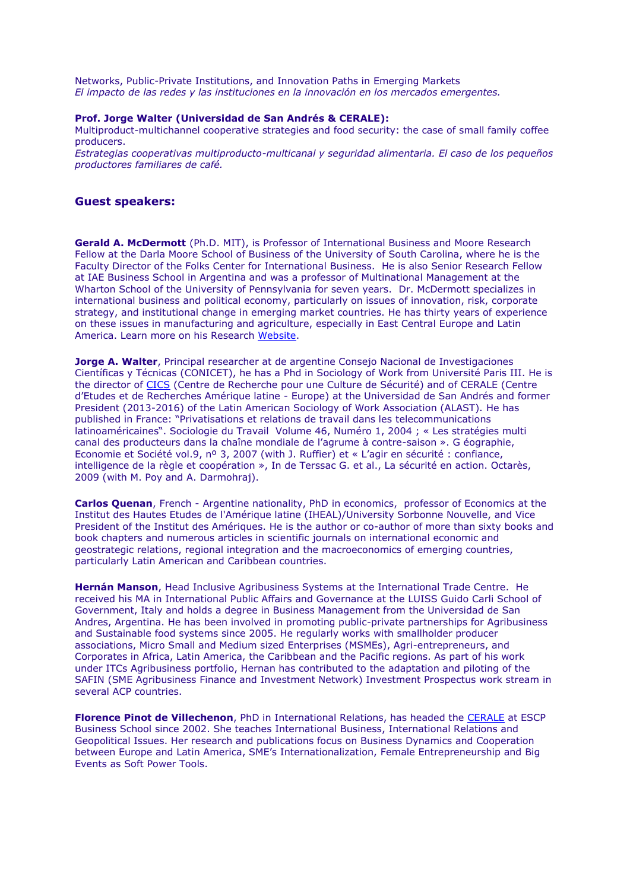Networks, Public-Private Institutions, and Innovation Paths in Emerging Markets
*El impacto de las redes y las instituciones en la innovación en los mercados emergentes.*

**Prof. Jorge Walter (Universidad de San Andrés & CERALE):**
Multiproduct-multichannel cooperative strategies and food security: the case of small family coffee producers.
*Estrategias cooperativas multiproducto-multicanal y seguridad alimentaria. El caso de los pequeños productores familiares de café.*

## Guest speakers:

**Gerald A. McDermott** (Ph.D. MIT), is Professor of International Business and Moore Research Fellow at the Darla Moore School of Business of the University of South Carolina, where he is the Faculty Director of the Folks Center for International Business. He is also Senior Research Fellow at IAE Business School in Argentina and was a professor of Multinational Management at the Wharton School of the University of Pennsylvania for seven years. Dr. McDermott specializes in international business and political economy, particularly on issues of innovation, risk, corporate strategy, and institutional change in emerging market countries. He has thirty years of experience on these issues in manufacturing and agriculture, especially in East Central Europe and Latin America. Learn more on his Research Website.

**Jorge A. Walter**, Principal researcher at de argentine Consejo Nacional de Investigaciones Científicas y Técnicas (CONICET), he has a Phd in Sociology of Work from Université Paris III. He is the director of CICS (Centre de Recherche pour une Culture de Sécurité) and of CERALE (Centre d'Etudes et de Recherches Amérique latine - Europe) at the Universidad de San Andrés and former President (2013-2016) of the Latin American Sociology of Work Association (ALAST). He has published in France: "Privatisations et relations de travail dans les telecommunications latinoaméricaines". Sociologie du Travail Volume 46, Numéro 1, 2004 ; « Les stratégies multi canal des producteurs dans la chaîne mondiale de l'agrume à contre-saison ». G éographie, Economie et Société vol.9, nº 3, 2007 (with J. Ruffier) et « L'agir en sécurité : confiance, intelligence de la règle et coopération », In de Terssac G. et al., La sécurité en action. Octarès, 2009 (with M. Poy and A. Darmohraj).

**Carlos Quenan**, French - Argentine nationality, PhD in economics, professor of Economics at the Institut des Hautes Etudes de l'Amérique latine (IHEAL)/University Sorbonne Nouvelle, and Vice President of the Institut des Amériques. He is the author or co-author of more than sixty books and book chapters and numerous articles in scientific journals on international economic and geostrategic relations, regional integration and the macroeconomics of emerging countries, particularly Latin American and Caribbean countries.

**Hernán Manson**, Head Inclusive Agribusiness Systems at the International Trade Centre. He received his MA in International Public Affairs and Governance at the LUISS Guido Carli School of Government, Italy and holds a degree in Business Management from the Universidad de San Andres, Argentina. He has been involved in promoting public-private partnerships for Agribusiness and Sustainable food systems since 2005. He regularly works with smallholder producer associations, Micro Small and Medium sized Enterprises (MSMEs), Agri-entrepreneurs, and Corporates in Africa, Latin America, the Caribbean and the Pacific regions. As part of his work under ITCs Agribusiness portfolio, Hernan has contributed to the adaptation and piloting of the SAFIN (SME Agribusiness Finance and Investment Network) Investment Prospectus work stream in several ACP countries.

**Florence Pinot de Villechenon**, PhD in International Relations, has headed the CERALE at ESCP Business School since 2002. She teaches International Business, International Relations and Geopolitical Issues. Her research and publications focus on Business Dynamics and Cooperation between Europe and Latin America, SME's Internationalization, Female Entrepreneurship and Big Events as Soft Power Tools.